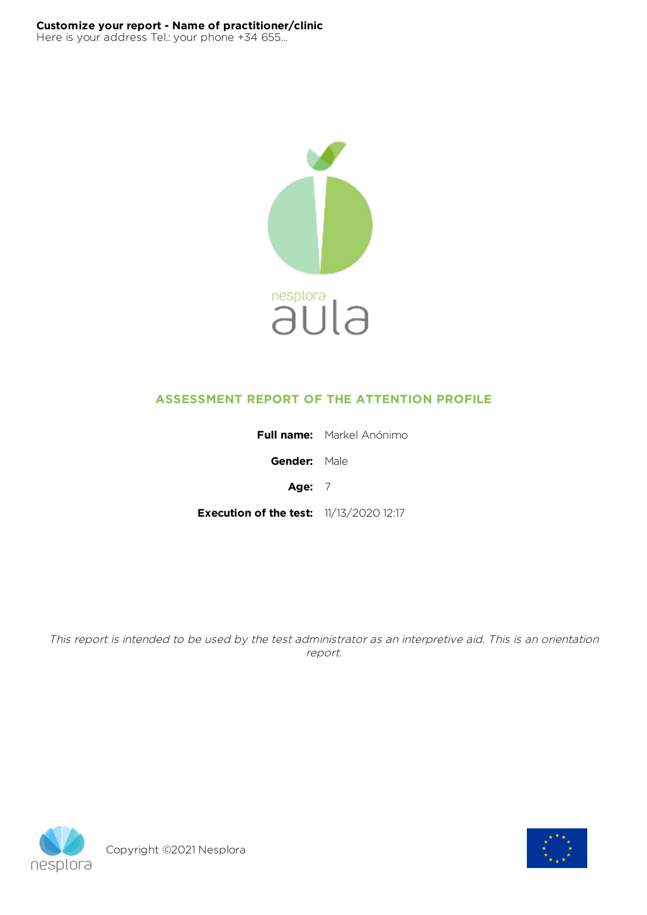**Customize your report - Name of practitioner/clinic**
Here is your address Tel.: your phone +34 655...

nesplora
aula

## ASSESSMENT REPORT OF THE ATTENTION PROFILE

**Full name:** Markel Anónimo

**Gender:** Male

**Age:** 7

**Execution of the test:** 11/13/2020 12:17

*This report is intended to be used by the test administrator as an interpretive aid. This is an orientation report.*

Copyright ©2021 Nesplora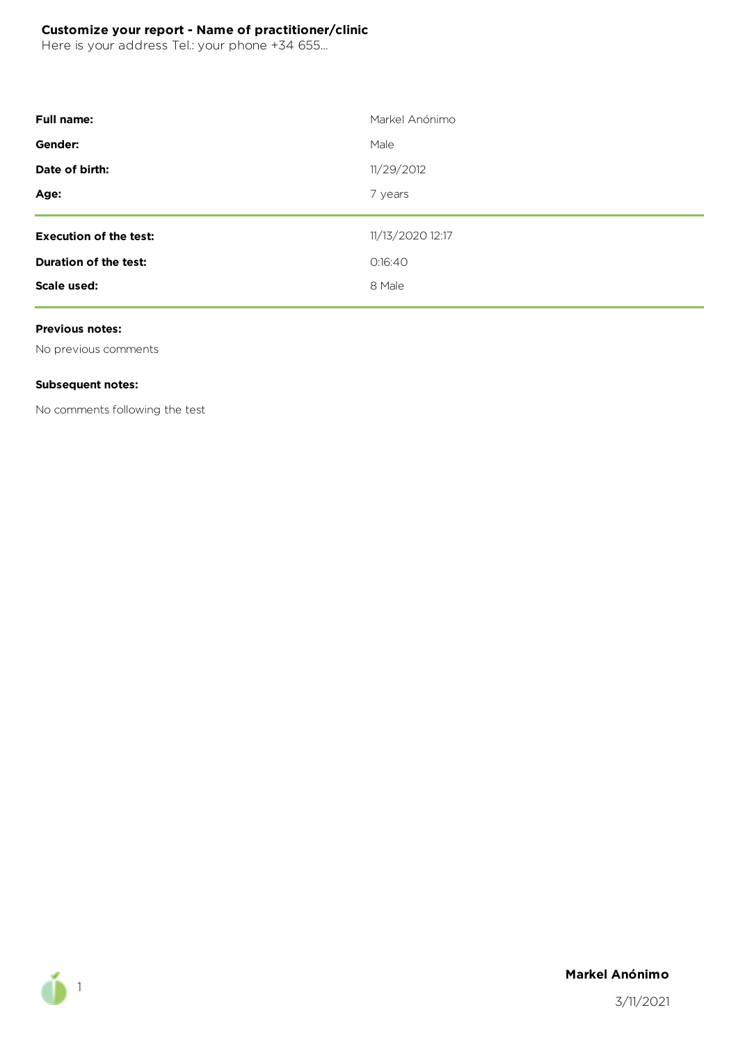**Customize your report - Name of practitioner/clinic**
Here is your address Tel.: your phone +34 655...

| | |
|---|---|
| **Full name:** | Markel Anónimo |
| **Gender:** | Male |
| **Date of birth:** | 11/29/2012 |
| **Age:** | 7 years |

| | |
|---|---|
| **Execution of the test:** | 11/13/2020 12:17 |
| **Duration of the test:** | 0:16:40 |
| **Scale used:** | 8 Male |

**Previous notes:**

No previous comments

**Subsequent notes:**

No comments following the test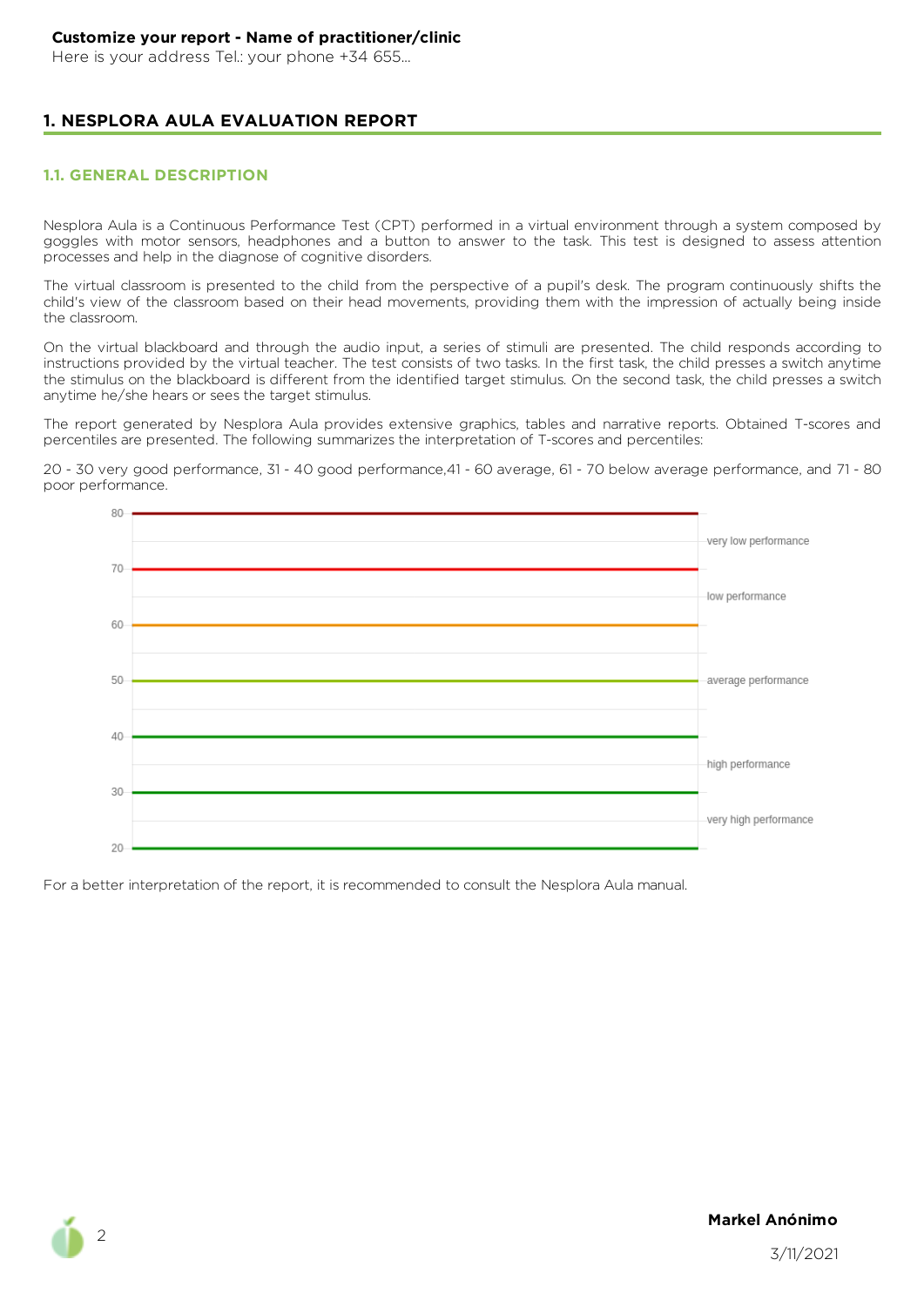**Customize your report - Name of practitioner/clinic**
Here is your address Tel.: your phone +34 655...

# 1. NESPLORA AULA EVALUATION REPORT

## 1.1. GENERAL DESCRIPTION

Nesplora Aula is a Continuous Performance Test (CPT) performed in a virtual environment through a system composed by goggles with motor sensors, headphones and a button to answer to the task. This test is designed to assess attention processes and help in the diagnose of cognitive disorders.

The virtual classroom is presented to the child from the perspective of a pupil's desk. The program continuously shifts the child's view of the classroom based on their head movements, providing them with the impression of actually being inside the classroom.

On the virtual blackboard and through the audio input, a series of stimuli are presented. The child responds according to instructions provided by the virtual teacher. The test consists of two tasks. In the first task, the child presses a switch anytime the stimulus on the blackboard is different from the identified target stimulus. On the second task, the child presses a switch anytime he/she hears or sees the target stimulus.

The report generated by Nesplora Aula provides extensive graphics, tables and narrative reports. Obtained T-scores and percentiles are presented. The following summarizes the interpretation of T-scores and percentiles:

20 - 30 very good performance, 31 - 40 good performance,41 - 60 average, 61 - 70 below average performance, and 71 - 80 poor performance.

| T-score | Interpretation |
|---|---|
| 70 - 80 | very low performance |
| 60 - 70 | low performance |
| 40 - 60 | average performance |
| 30 - 40 | high performance |
| 20 - 30 | very high performance |

For a better interpretation of the report, it is recommended to consult the Nesplora Aula manual.

**Markel Anónimo**

3/11/2021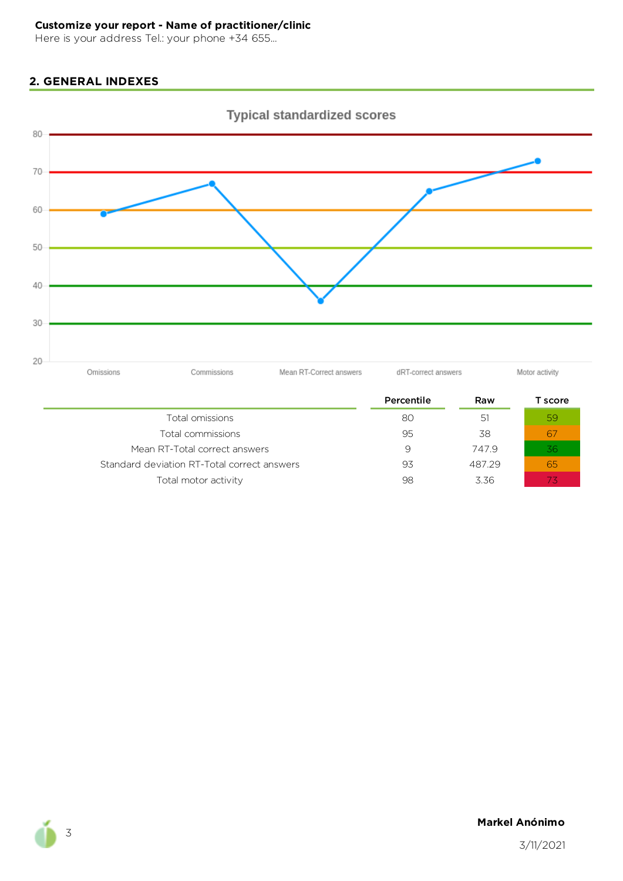**Customize your report - Name of practitioner/clinic**
Here is your address Tel.: your phone +34 655...

## 2. GENERAL INDEXES

Typical standardized scores

|  | Percentile | Raw | T score |
|---|---|---|---|
| Total omissions | 80 | 51 | 59 |
| Total commissions | 95 | 38 | 67 |
| Mean RT-Total correct answers | 9 | 747.9 | 36 |
| Standard deviation RT-Total correct answers | 93 | 487.29 | 65 |
| Total motor activity | 98 | 3.36 | 73 |

**Markel Anónimo**

3/11/2021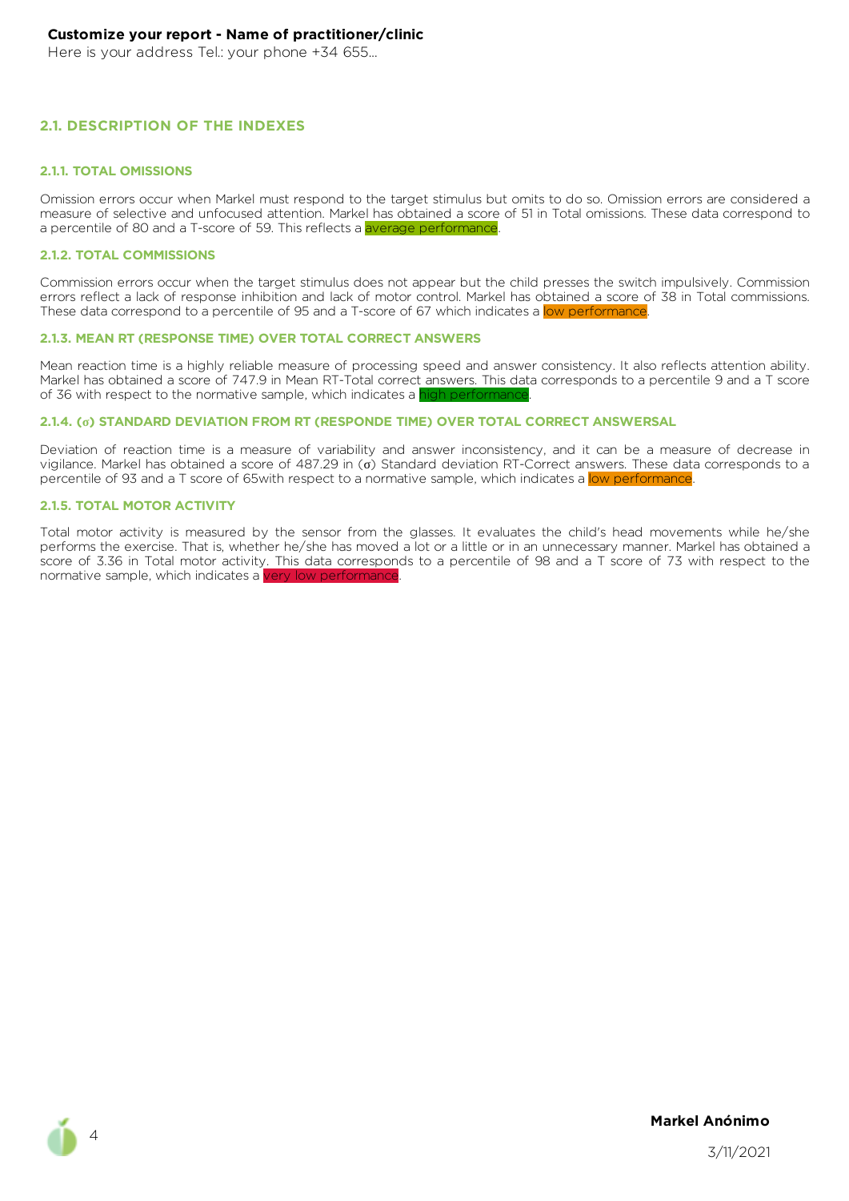**Customize your report - Name of practitioner/clinic**

Here is your address Tel.: your phone +34 655...

## 2.1. DESCRIPTION OF THE INDEXES

### 2.1.1. TOTAL OMISSIONS

Omission errors occur when Markel must respond to the target stimulus but omits to do so. Omission errors are considered a measure of selective and unfocused attention. Markel has obtained a score of 51 in Total omissions. These data correspond to a percentile of 80 and a T-score of 59. This reflects a average performance.

### 2.1.2. TOTAL COMMISSIONS

Commission errors occur when the target stimulus does not appear but the child presses the switch impulsively. Commission errors reflect a lack of response inhibition and lack of motor control. Markel has obtained a score of 38 in Total commissions. These data correspond to a percentile of 95 and a T-score of 67 which indicates a low performance.

### 2.1.3. MEAN RT (RESPONSE TIME) OVER TOTAL CORRECT ANSWERS

Mean reaction time is a highly reliable measure of processing speed and answer consistency. It also reflects attention ability. Markel has obtained a score of 747.9 in Mean RT-Total correct answers. This data corresponds to a percentile 9 and a T score of 36 with respect to the normative sample, which indicates a high performance.

### 2.1.4. (σ) STANDARD DEVIATION FROM RT (RESPONDE TIME) OVER TOTAL CORRECT ANSWERSAL

Deviation of reaction time is a measure of variability and answer inconsistency, and it can be a measure of decrease in vigilance. Markel has obtained a score of 487.29 in (σ) Standard deviation RT-Correct answers. These data corresponds to a percentile of 93 and a T score of 65with respect to a normative sample, which indicates a low performance.

### 2.1.5. TOTAL MOTOR ACTIVITY

Total motor activity is measured by the sensor from the glasses. It evaluates the child's head movements while he/she performs the exercise. That is, whether he/she has moved a lot or a little or in an unnecessary manner. Markel has obtained a score of 3.36 in Total motor activity. This data corresponds to a percentile of 98 and a T score of 73 with respect to the normative sample, which indicates a very low performance.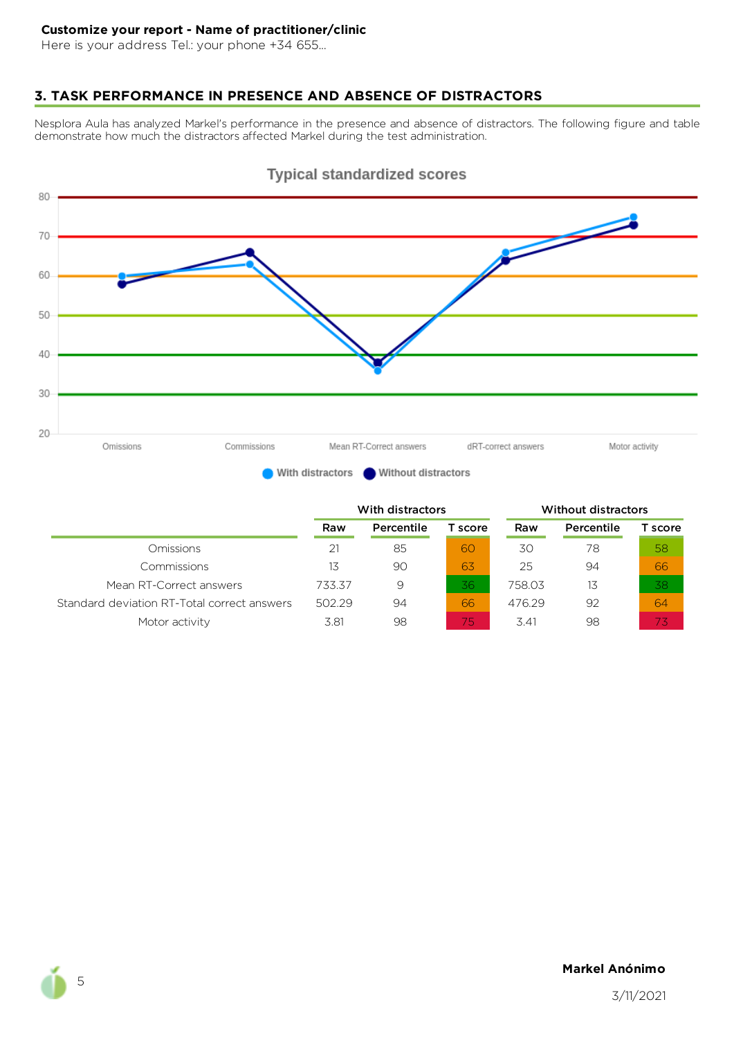## 3. TASK PERFORMANCE IN PRESENCE AND ABSENCE OF DISTRACTORS

Nesplora Aula has analyzed Markel's performance in the presence and absence of distractors. The following figure and table demonstrate how much the distractors affected Markel during the test administration.

| | With distractors | | | Without distractors | | |
|---|---|---|---|---|---|---|
| | Raw | Percentile | T score | Raw | Percentile | T score |
| Omissions | 21 | 85 | 60 | 30 | 78 | 58 |
| Commissions | 13 | 90 | 63 | 25 | 94 | 66 |
| Mean RT-Correct answers | 733.37 | 9 | 36 | 758.03 | 13 | 38 |
| Standard deviation RT-Total correct answers | 502.29 | 94 | 66 | 476.29 | 92 | 64 |
| Motor activity | 3.81 | 98 | 75 | 3.41 | 98 | 73 |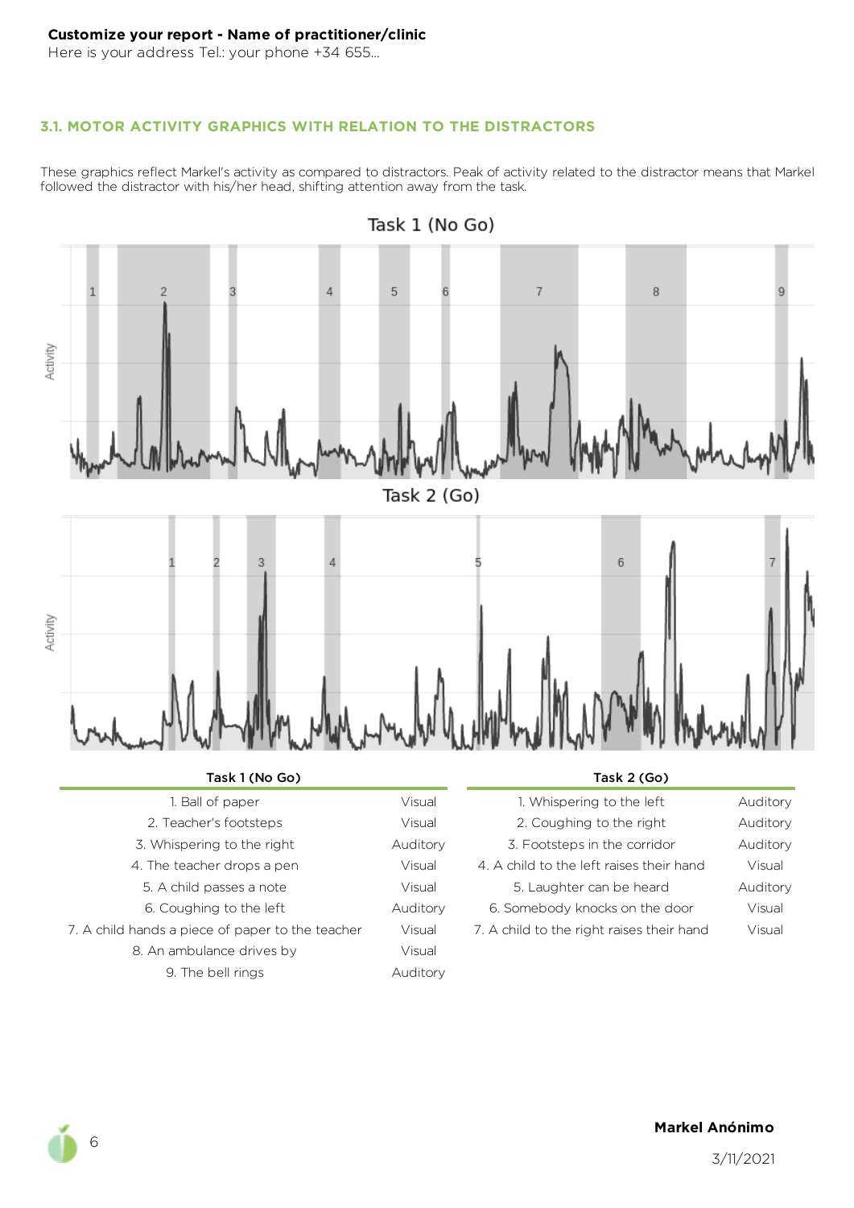**Customize your report - Name of practitioner/clinic**
Here is your address Tel.: your phone +34 655...

## 3.1. MOTOR ACTIVITY GRAPHICS WITH RELATION TO THE DISTRACTORS

These graphics reflect Markel's activity as compared to distractors. Peak of activity related to the distractor means that Markel followed the distractor with his/her head, shifting attention away from the task.

| Task 1 (No Go) | |
|---|---|
| 1. Ball of paper | Visual |
| 2. Teacher's footsteps | Visual |
| 3. Whispering to the right | Auditory |
| 4. The teacher drops a pen | Visual |
| 5. A child passes a note | Visual |
| 6. Coughing to the left | Auditory |
| 7. A child hands a piece of paper to the teacher | Visual |
| 8. An ambulance drives by | Visual |
| 9. The bell rings | Auditory |

| Task 2 (Go) | |
|---|---|
| 1. Whispering to the left | Auditory |
| 2. Coughing to the right | Auditory |
| 3. Footsteps in the corridor | Auditory |
| 4. A child to the left raises their hand | Visual |
| 5. Laughter can be heard | Auditory |
| 6. Somebody knocks on the door | Visual |
| 7. A child to the right raises their hand | Visual |

**Markel Anónimo**
3/11/2021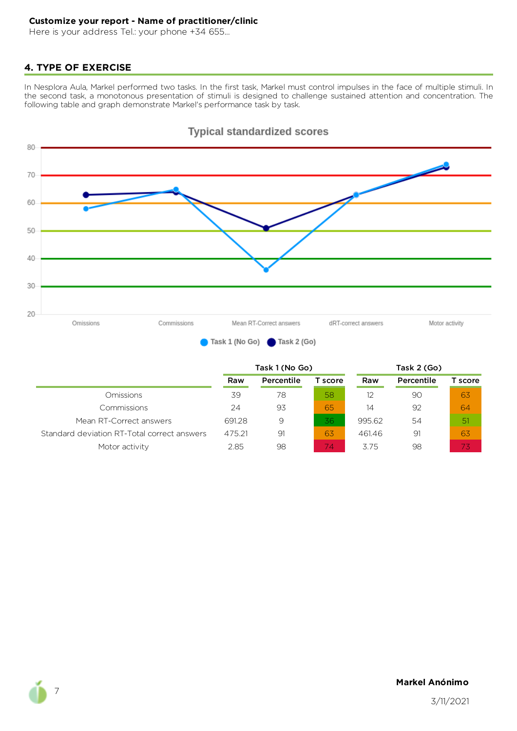**Customize your report - Name of practitioner/clinic**
Here is your address Tel.: your phone +34 655...

## 4. TYPE OF EXERCISE

In Nesplora Aula, Markel performed two tasks. In the first task, Markel must control impulses in the face of multiple stimuli. In the second task, a monotonous presentation of stimuli is designed to challenge sustained attention and concentration. The following table and graph demonstrate Markel's performance task by task.

Typical standardized scores

| | Task 1 (No Go) | | | Task 2 (Go) | | |
|---|---|---|---|---|---|---|
| | Raw | Percentile | T score | Raw | Percentile | T score |
| Omissions | 39 | 78 | 58 | 12 | 90 | 63 |
| Commissions | 24 | 93 | 65 | 14 | 92 | 64 |
| Mean RT-Correct answers | 691.28 | 9 | 36 | 995.62 | 54 | 51 |
| Standard deviation RT-Total correct answers | 475.21 | 91 | 63 | 461.46 | 91 | 63 |
| Motor activity | 2.85 | 98 | 74 | 3.75 | 98 | 73 |

**Markel Anónimo**

3/11/2021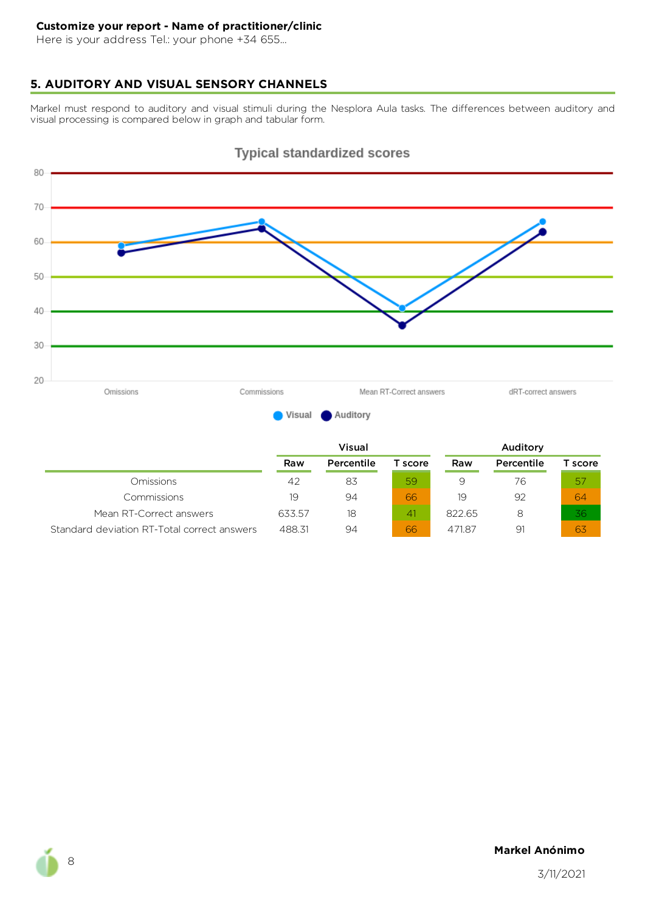**Customize your report - Name of practitioner/clinic**
Here is your address Tel.: your phone +34 655...

## 5. AUDITORY AND VISUAL SENSORY CHANNELS

Markel must respond to auditory and visual stimuli during the Nesplora Aula tasks. The differences between auditory and visual processing is compared below in graph and tabular form.

Typical standardized scores

| | Visual | | | Auditory | | |
|---|---|---|---|---|---|---|
| | Raw | Percentile | T score | Raw | Percentile | T score |
| Omissions | 42 | 83 | 59 | 9 | 76 | 57 |
| Commissions | 19 | 94 | 66 | 19 | 92 | 64 |
| Mean RT-Correct answers | 633.57 | 18 | 41 | 822.65 | 8 | 36 |
| Standard deviation RT-Total correct answers | 488.31 | 94 | 66 | 471.87 | 91 | 63 |

**Markel Anónimo**

3/11/2021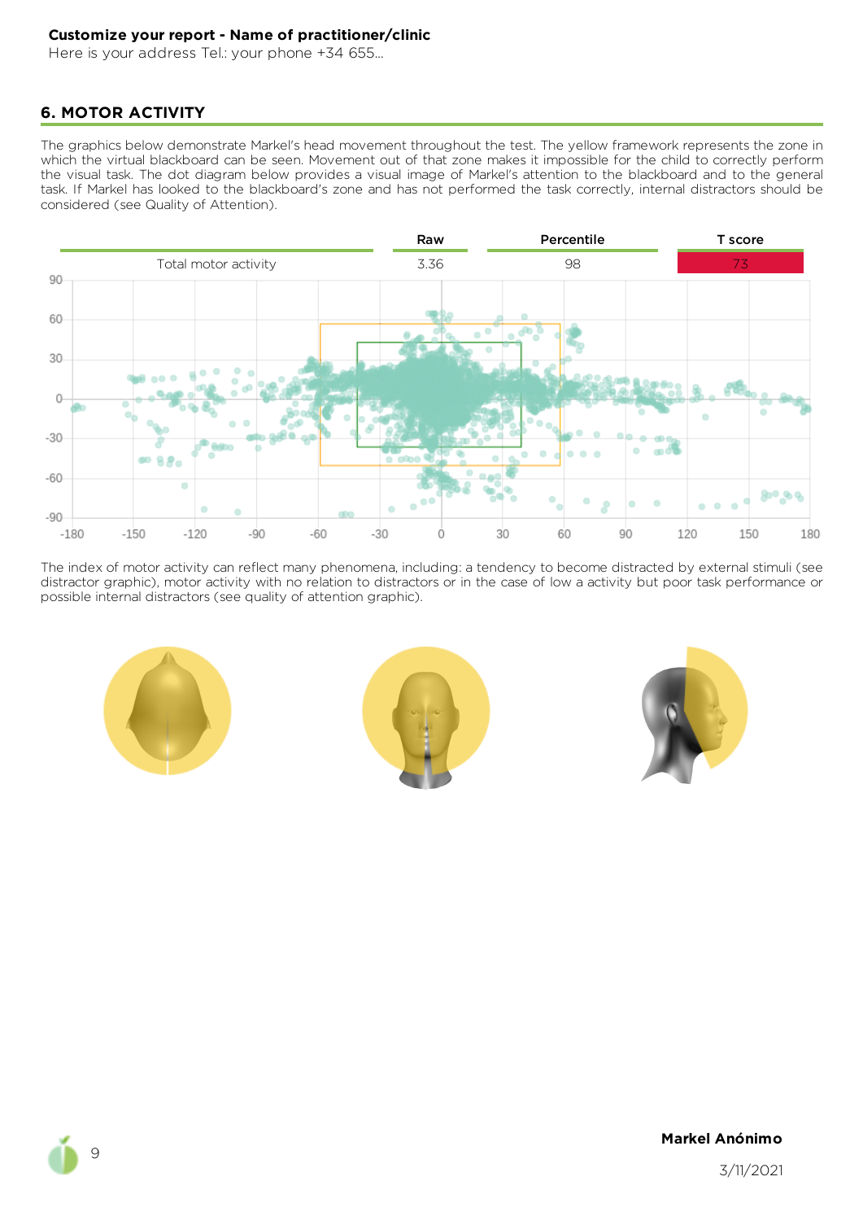## 6. MOTOR ACTIVITY

The graphics below demonstrate Markel's head movement throughout the test. The yellow framework represents the zone in which the virtual blackboard can be seen. Movement out of that zone makes it impossible for the child to correctly perform the visual task. The dot diagram below provides a visual image of Markel's attention to the blackboard and to the general task. If Markel has looked to the blackboard's zone and has not performed the task correctly, internal distractors should be considered (see Quality of Attention).

| | Raw | Percentile | T score |
| --- | --- | --- | --- |
| Total motor activity | 3.36 | 98 | 73 |

The index of motor activity can reflect many phenomena, including: a tendency to become distracted by external stimuli (see distractor graphic), motor activity with no relation to distractors or in the case of low a activity but poor task performance or possible internal distractors (see quality of attention graphic).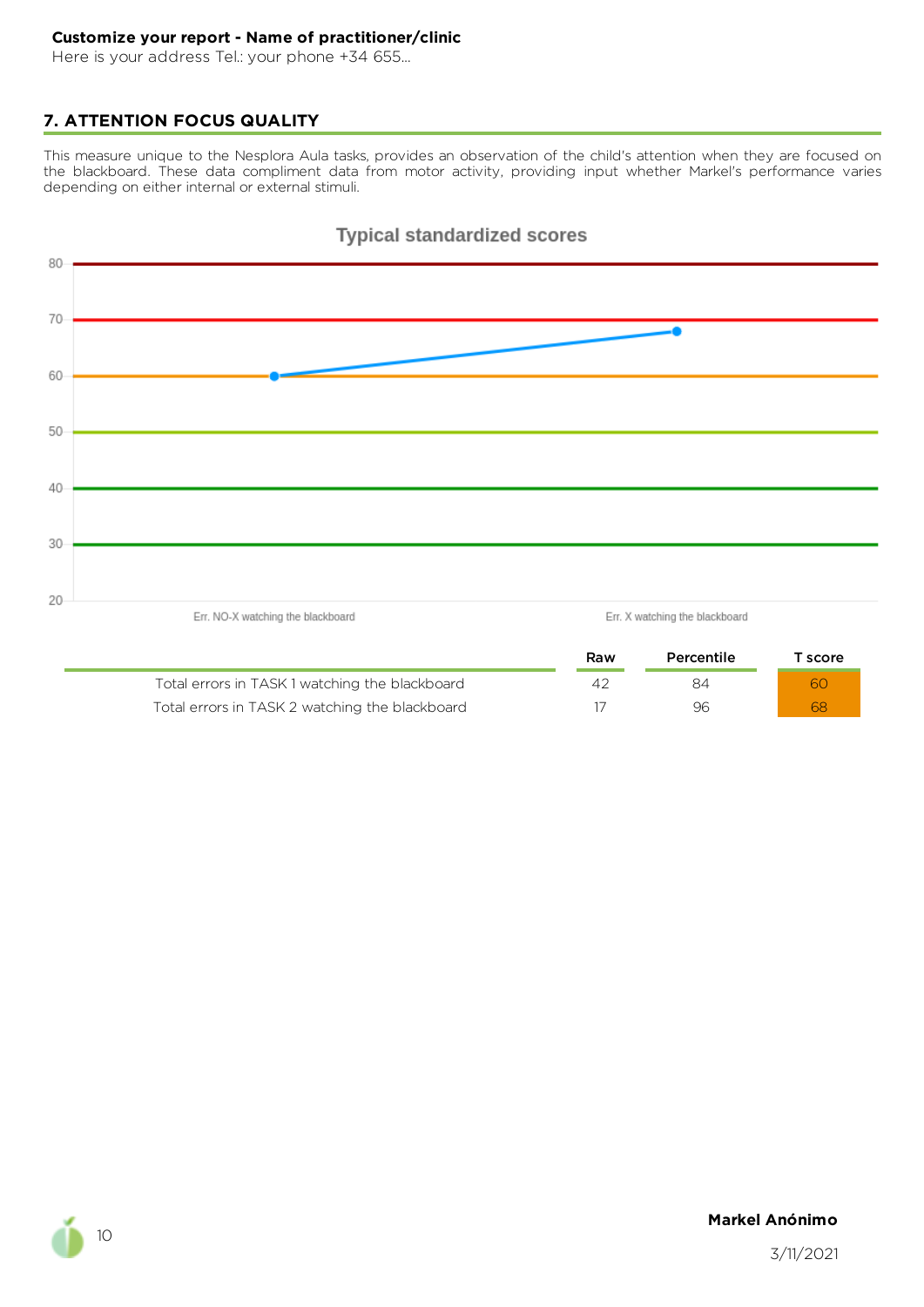**Customize your report - Name of practitioner/clinic**
Here is your address Tel.: your phone +34 655...

## 7. ATTENTION FOCUS QUALITY

This measure unique to the Nesplora Aula tasks, provides an observation of the child's attention when they are focused on the blackboard. These data compliment data from motor activity, providing input whether Markel's performance varies depending on either internal or external stimuli.

Typical standardized scores

|  | Raw | Percentile | T score |
|---|---|---|---|
| Total errors in TASK 1 watching the blackboard | 42 | 84 | 60 |
| Total errors in TASK 2 watching the blackboard | 17 | 96 | 68 |

**Markel Anónimo**

3/11/2021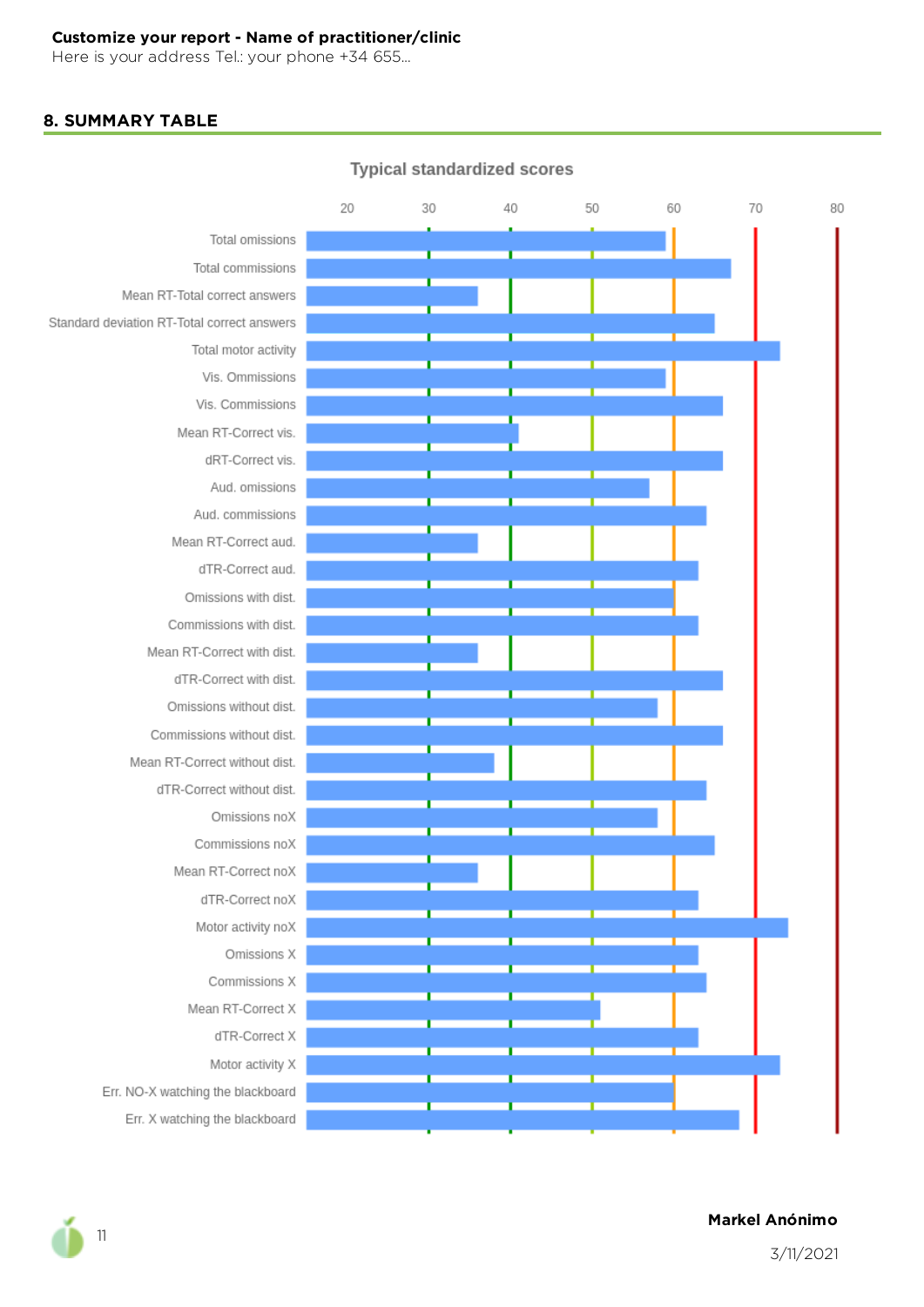Customize your report - Name of practitioner/clinic
Here is your address Tel.: your phone +34 655...

## 8. SUMMARY TABLE

Typical standardized scores

20 30 40 50 60 70 80

Total omissions
Total commissions
Mean RT-Total correct answers
Standard deviation RT-Total correct answers
Total motor activity
Vis. Ommissions
Vis. Commissions
Mean RT-Correct vis.
dRT-Correct vis.
Aud. omissions
Aud. commissions
Mean RT-Correct aud.
dTR-Correct aud.
Omissions with dist.
Commissions with dist.
Mean RT-Correct with dist.
dTR-Correct with dist.
Omissions without dist.
Commissions without dist.
Mean RT-Correct without dist.
dTR-Correct without dist.
Omissions noX
Commissions noX
Mean RT-Correct noX
dTR-Correct noX
Motor activity noX
Omissions X
Commissions X
Mean RT-Correct X
dTR-Correct X
Motor activity X
Err. NO-X watching the blackboard
Err. X watching the blackboard

Markel Anónimo

3/11/2021